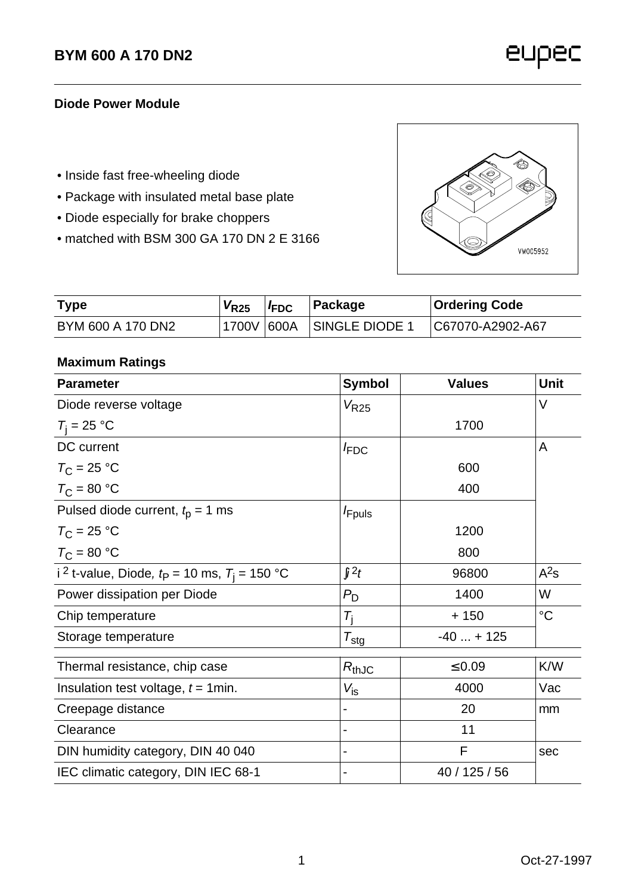# BYM 600 A 170 DN2

**Diode Power Module**

- Inside fast free-wheeling diode
- Package with insulated metal base plate
- Diode especially for brake choppers
- matched with BSM 300 GA 170 DN 2 E 3166

| Type | $V_{R25}$ | $I_{FDC}$ | Package | Ordering Code |
|---|---|---|---|---|
| BYM 600 A 170 DN2 | 1700V | 600A | SINGLE DIODE 1 | C67070-A2902-A67 |

**Maximum Ratings**

| Parameter | Symbol | Values | Unit |
|---|---|---|---|
| Diode reverse voltage | $V_{R25}$ | | V |
| $T_j$ = 25 °C | | 1700 | |
| DC current | $I_{FDC}$ | | A |
| $T_C$ = 25 °C | | 600 | |
| $T_C$ = 80 °C | | 400 | |
| Pulsed diode current, $t_p$ = 1 ms | $I_{Fpuls}$ | | |
| $T_C$ = 25 °C | | 1200 | |
| $T_C$ = 80 °C | | 800 | |
| $i^2$ t-value, Diode, $t_P$ = 10 ms, $T_j$ = 150 °C | $\int i^2 t$ | 96800 | $A^2s$ |
| Power dissipation per Diode | $P_D$ | 1400 | W |
| Chip temperature | $T_j$ | + 150 | °C |
| Storage temperature | $T_{stg}$ | -40 ... + 125 | |
| Thermal resistance, chip case | $R_{thJC}$ | ≤0.09 | K/W |
| Insulation test voltage, $t$ = 1min. | $V_{is}$ | 4000 | Vac |
| Creepage distance | - | 20 | mm |
| Clearance | - | 11 | |
| DIN humidity category, DIN 40 040 | - | F | sec |
| IEC climatic category, DIN IEC 68-1 | - | 40 / 125 / 56 | |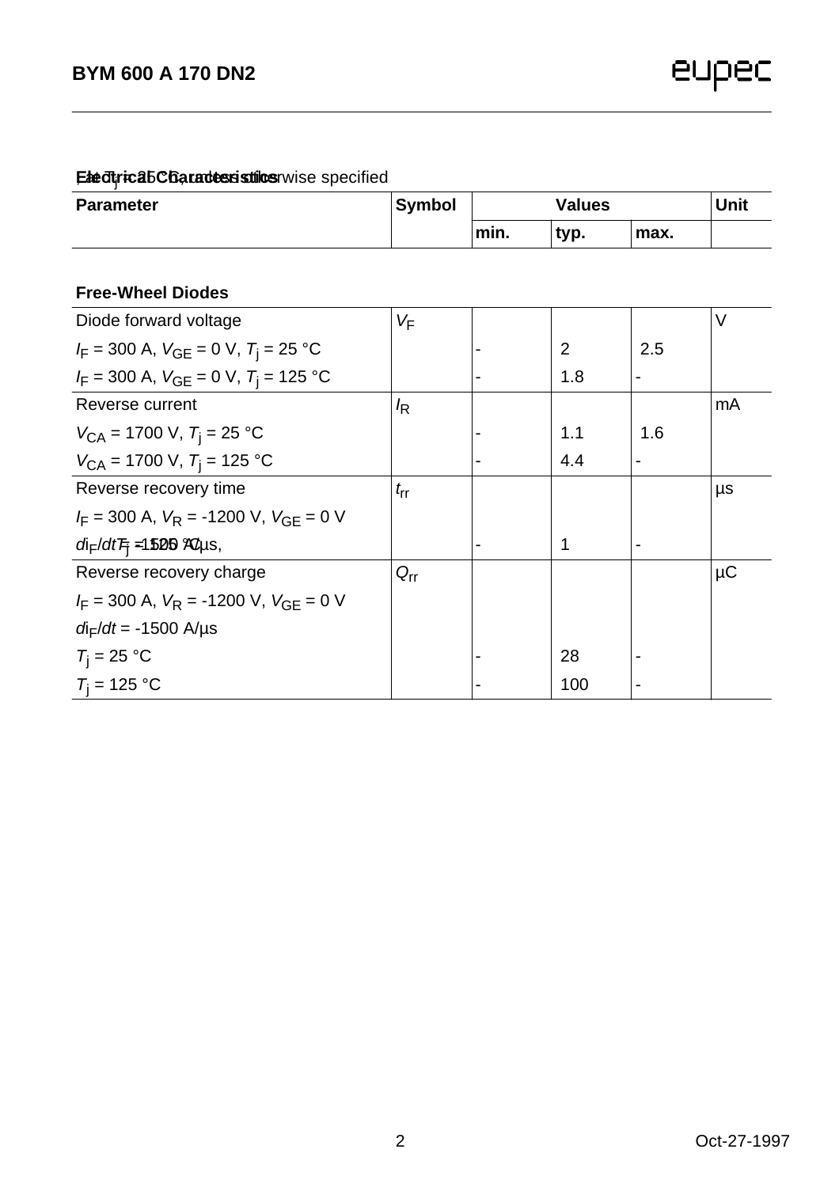**Electrical Characteristics**, at $T_j$ = 25 °C, unless otherwise specified

| Parameter | Symbol | Values | | | Unit |
|---|---|---|---|---|---|
| | | min. | typ. | max. | |
| **Free-Wheel Diodes** | | | | | |
| Diode forward voltage | $V_F$ | | | | V |
| $I_F$ = 300 A, $V_{GE}$ = 0 V, $T_j$ = 25 °C | | - | 2 | 2.5 | |
| $I_F$ = 300 A, $V_{GE}$ = 0 V, $T_j$ = 125 °C | | - | 1.8 | - | |
| Reverse current | $I_R$ | | | | mA |
| $V_{CA}$ = 1700 V, $T_j$ = 25 °C | | - | 1.1 | 1.6 | |
| $V_{CA}$ = 1700 V, $T_j$ = 125 °C | | - | 4.4 | - | |
| Reverse recovery time | $t_{rr}$ | | | | µs |
| $I_F$ = 300 A, $V_R$ = -1200 V, $V_{GE}$ = 0 V | | | | | |
| $di_F/dt$ = -1500 A/µs, $T_j$ = 125 °C | | - | 1 | - | |
| Reverse recovery charge | $Q_{rr}$ | | | | µC |
| $I_F$ = 300 A, $V_R$ = -1200 V, $V_{GE}$ = 0 V | | | | | |
| $di_F/dt$ = -1500 A/µs | | | | | |
| $T_j$ = 25 °C | | - | 28 | - | |
| $T_j$ = 125 °C | | - | 100 | - | |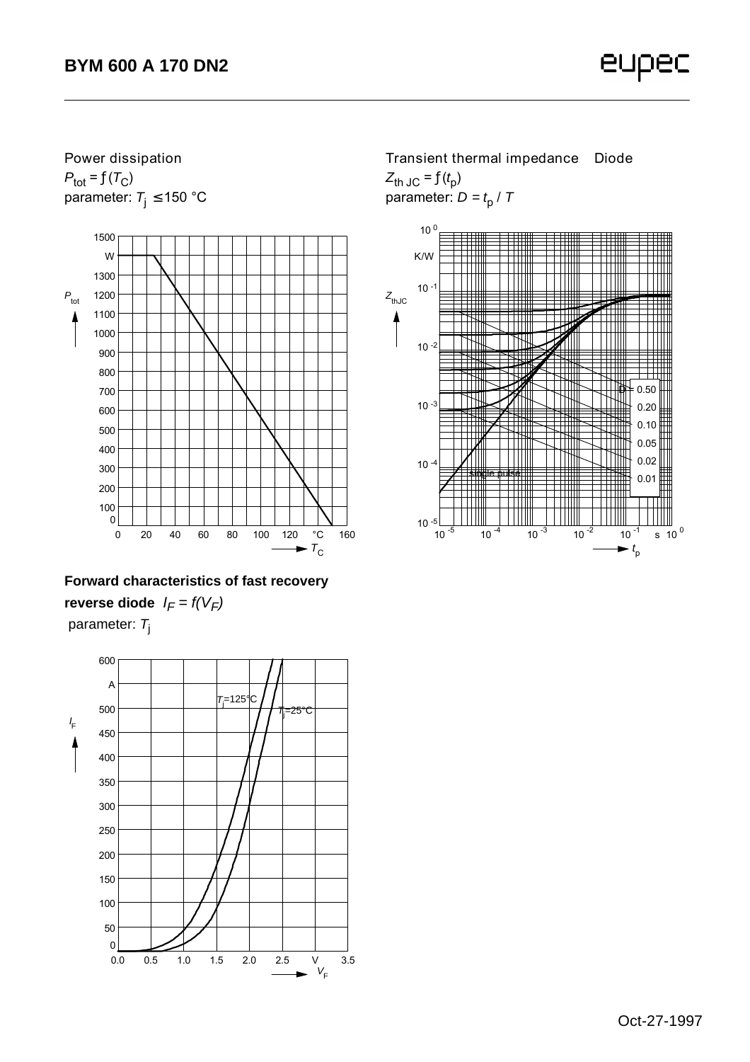Power dissipation

$P_{tot} = f(T_C)$

parameter: $T_j \leq 150$ °C

Transient thermal impedance Diode

$Z_{th\,JC} = f(t_p)$

parameter: $D = t_p / T$

**Forward characteristics of fast recovery reverse diode** $I_F = f(V_F)$

parameter: $T_j$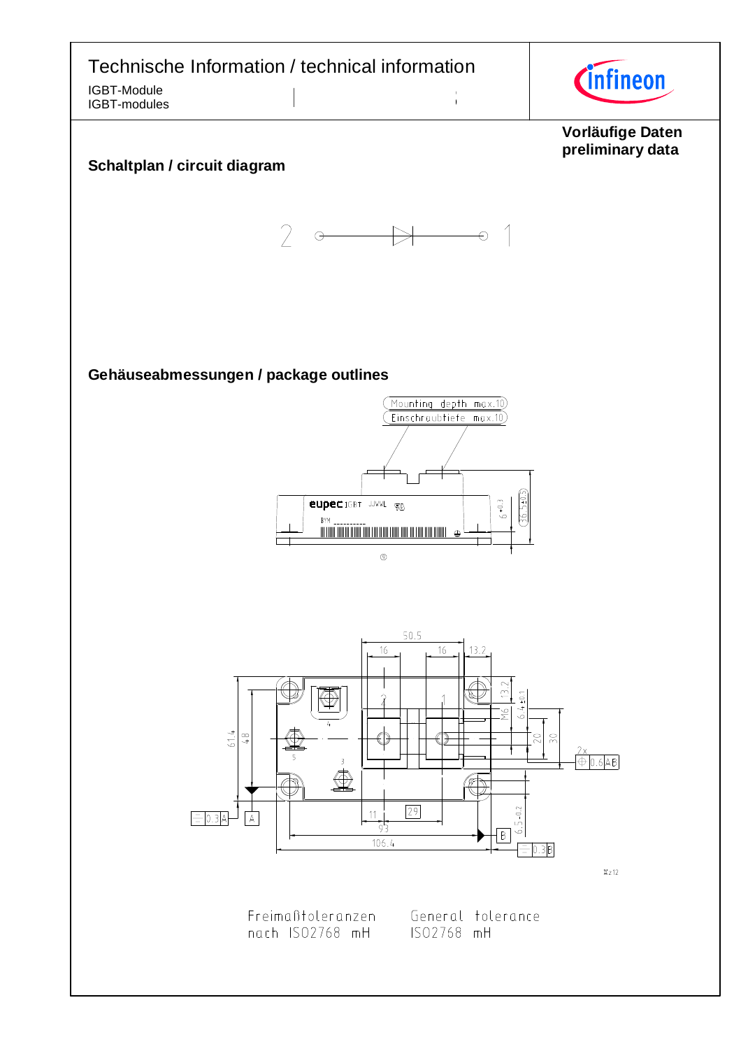Technische Information / technical information

IGBT-Module
IGBT-modules

**Vorläufige Daten**
**preliminary data**

## Schaltplan / circuit diagram

## Gehäuseabmessungen / package outlines

Freimaßtoleranzen nach ISO2768 mH

General tolerance ISO2768 mH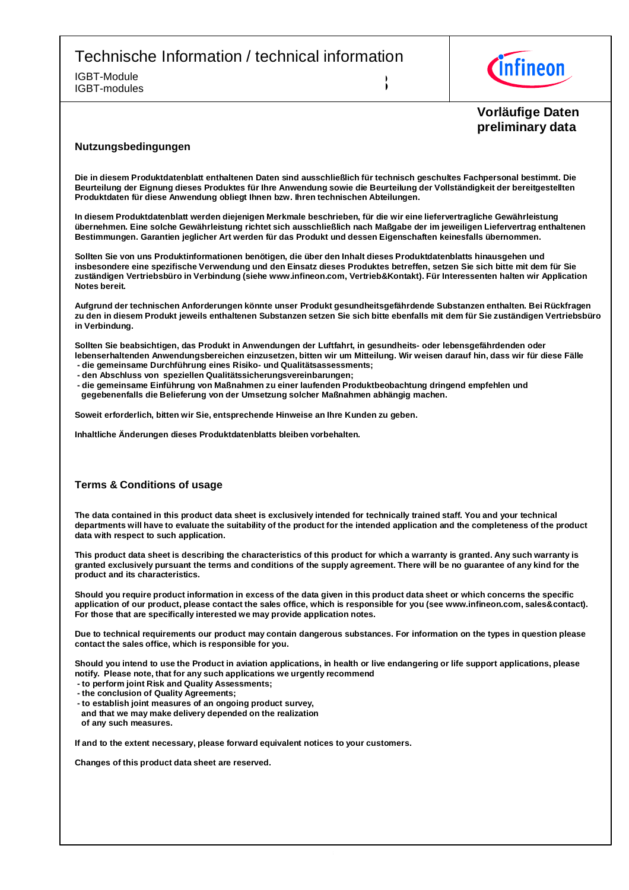# Technische Information / technical information

IGBT-Module
IGBT-modules

**Vorläufige Daten**
**preliminary data**

## Nutzungsbedingungen

**Die in diesem Produktdatenblatt enthaltenen Daten sind ausschließlich für technisch geschultes Fachpersonal bestimmt. Die Beurteilung der Eignung dieses Produktes für Ihre Anwendung sowie die Beurteilung der Vollständigkeit der bereitgestellten Produktdaten für diese Anwendung obliegt Ihnen bzw. Ihren technischen Abteilungen.**

**In diesem Produktdatenblatt werden diejenigen Merkmale beschrieben, für die wir eine liefervertragliche Gewährleistung übernehmen. Eine solche Gewährleistung richtet sich ausschließlich nach Maßgabe der im jeweiligen Liefervertrag enthaltenen Bestimmungen. Garantien jeglicher Art werden für das Produkt und dessen Eigenschaften keinesfalls übernommen.**

**Sollten Sie von uns Produktinformationen benötigen, die über den Inhalt dieses Produktdatenblatts hinausgehen und insbesondere eine spezifische Verwendung und den Einsatz dieses Produktes betreffen, setzen Sie sich bitte mit dem für Sie zuständigen Vertriebsbüro in Verbindung (siehe www.infineon.com, Vertrieb&Kontakt). Für Interessenten halten wir Application Notes bereit.**

**Aufgrund der technischen Anforderungen könnte unser Produkt gesundheitsgefährdende Substanzen enthalten. Bei Rückfragen zu den in diesem Produkt jeweils enthaltenen Substanzen setzen Sie sich bitte ebenfalls mit dem für Sie zuständigen Vertriebsbüro in Verbindung.**

**Sollten Sie beabsichtigen, das Produkt in Anwendungen der Luftfahrt, in gesundheits- oder lebensgefährdenden oder lebenserhaltenden Anwendungsbereichen einzusetzen, bitten wir um Mitteilung. Wir weisen darauf hin, dass wir für diese Fälle**
**- die gemeinsame Durchführung eines Risiko- und Qualitätsassessments;**
**- den Abschluss von speziellen Qualitätssicherungsvereinbarungen;**
**- die gemeinsame Einführung von Maßnahmen zu einer laufenden Produktbeobachtung dringend empfehlen und gegebenenfalls die Belieferung von der Umsetzung solcher Maßnahmen abhängig machen.**

**Soweit erforderlich, bitten wir Sie, entsprechende Hinweise an Ihre Kunden zu geben.**

**Inhaltliche Änderungen dieses Produktdatenblatts bleiben vorbehalten.**

## Terms & Conditions of usage

**The data contained in this product data sheet is exclusively intended for technically trained staff. You and your technical departments will have to evaluate the suitability of the product for the intended application and the completeness of the product data with respect to such application.**

**This product data sheet is describing the characteristics of this product for which a warranty is granted. Any such warranty is granted exclusively pursuant the terms and conditions of the supply agreement. There will be no guarantee of any kind for the product and its characteristics.**

**Should you require product information in excess of the data given in this product data sheet or which concerns the specific application of our product, please contact the sales office, which is responsible for you (see www.infineon.com, sales&contact). For those that are specifically interested we may provide application notes.**

**Due to technical requirements our product may contain dangerous substances. For information on the types in question please contact the sales office, which is responsible for you.**

**Should you intend to use the Product in aviation applications, in health or live endangering or life support applications, please notify. Please note, that for any such applications we urgently recommend**
**- to perform joint Risk and Quality Assessments;**
**- the conclusion of Quality Agreements;**
**- to establish joint measures of an ongoing product survey, and that we may make delivery depended on the realization of any such measures.**

**If and to the extent necessary, please forward equivalent notices to your customers.**

**Changes of this product data sheet are reserved.**